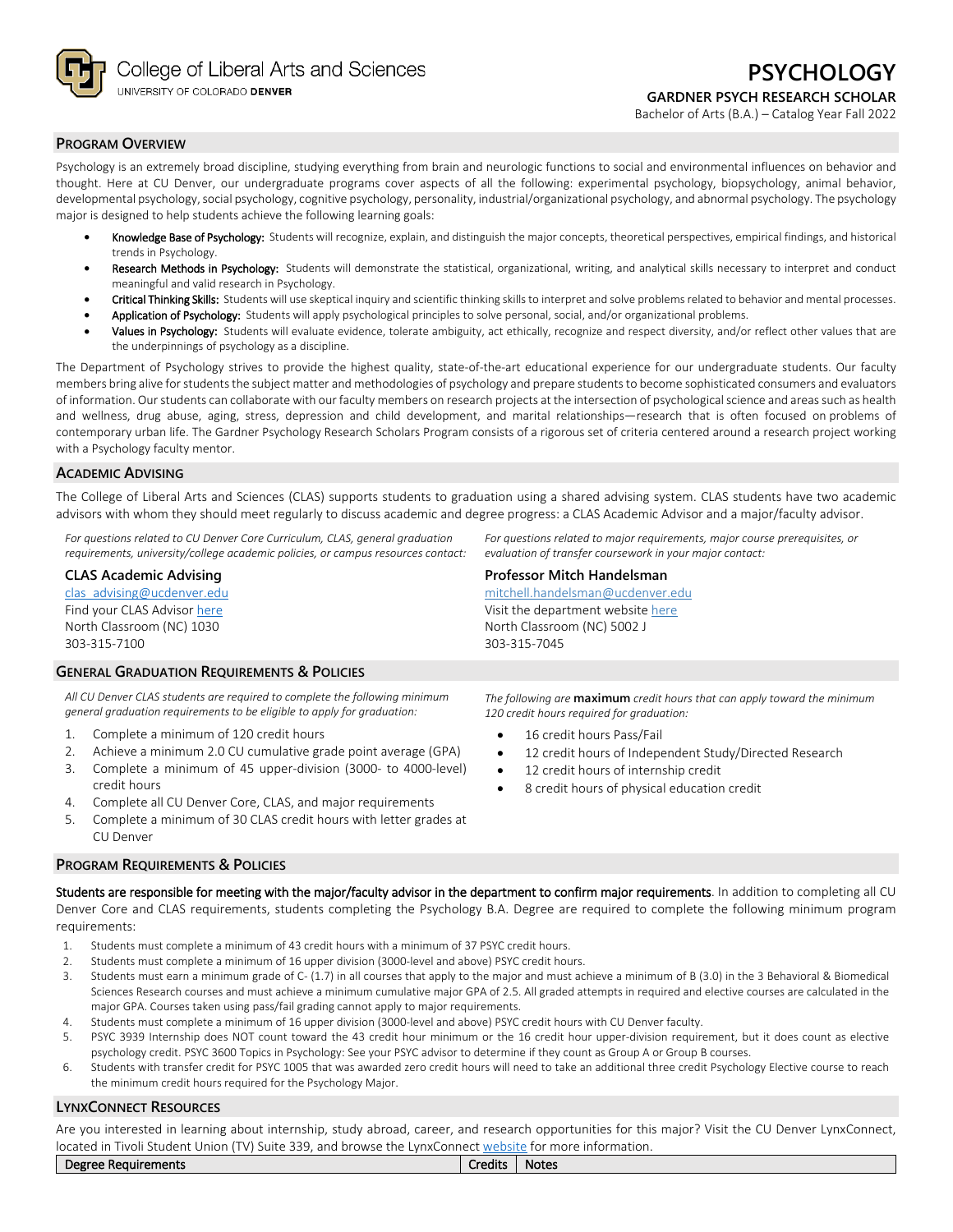College of Liberal Arts and Sciences
UNIVERSITY OF COLORADO **DENVER**

# PSYCHOLOGY

### GARDNER PSYCH RESEARCH SCHOLAR

Bachelor of Arts (B.A.) – Catalog Year Fall 2022

## Program Overview

Psychology is an extremely broad discipline, studying everything from brain and neurologic functions to social and environmental influences on behavior and thought. Here at CU Denver, our undergraduate programs cover aspects of all the following: experimental psychology, biopsychology, animal behavior, developmental psychology, social psychology, cognitive psychology, personality, industrial/organizational psychology, and abnormal psychology. The psychology major is designed to help students achieve the following learning goals:

- **Knowledge Base of Psychology:** Students will recognize, explain, and distinguish the major concepts, theoretical perspectives, empirical findings, and historical trends in Psychology.
- **Research Methods in Psychology:** Students will demonstrate the statistical, organizational, writing, and analytical skills necessary to interpret and conduct meaningful and valid research in Psychology.
- **Critical Thinking Skills:** Students will use skeptical inquiry and scientific thinking skills to interpret and solve problems related to behavior and mental processes.
- **Application of Psychology:** Students will apply psychological principles to solve personal, social, and/or organizational problems.
- **Values in Psychology:** Students will evaluate evidence, tolerate ambiguity, act ethically, recognize and respect diversity, and/or reflect other values that are the underpinnings of psychology as a discipline.

The Department of Psychology strives to provide the highest quality, state-of-the-art educational experience for our undergraduate students. Our faculty members bring alive for students the subject matter and methodologies of psychology and prepare students to become sophisticated consumers and evaluators of information. Our students can collaborate with our faculty members on research projects at the intersection of psychological science and areas such as health and wellness, drug abuse, aging, stress, depression and child development, and marital relationships—research that is often focused on problems of contemporary urban life. The Gardner Psychology Research Scholars Program consists of a rigorous set of criteria centered around a research project working with a Psychology faculty mentor.

## Academic Advising

The College of Liberal Arts and Sciences (CLAS) supports students to graduation using a shared advising system. CLAS students have two academic advisors with whom they should meet regularly to discuss academic and degree progress: a CLAS Academic Advisor and a major/faculty advisor.

*For questions related to CU Denver Core Curriculum, CLAS, general graduation requirements, university/college academic policies, or campus resources contact:*

**CLAS Academic Advising**
clas_advising@ucdenver.edu
Find your CLAS Advisor here
North Classroom (NC) 1030
303-315-7100

*For questions related to major requirements, major course prerequisites, or evaluation of transfer coursework in your major contact:*

**Professor Mitch Handelsman**
mitchell.handelsman@ucdenver.edu
Visit the department website here
North Classroom (NC) 5002 J
303-315-7045

## General Graduation Requirements & Policies

*All CU Denver CLAS students are required to complete the following minimum general graduation requirements to be eligible to apply for graduation:*

1. Complete a minimum of 120 credit hours
2. Achieve a minimum 2.0 CU cumulative grade point average (GPA)
3. Complete a minimum of 45 upper-division (3000- to 4000-level) credit hours
4. Complete all CU Denver Core, CLAS, and major requirements
5. Complete a minimum of 30 CLAS credit hours with letter grades at CU Denver

*The following are* **maximum** *credit hours that can apply toward the minimum 120 credit hours required for graduation:*

- 16 credit hours Pass/Fail
- 12 credit hours of Independent Study/Directed Research
- 12 credit hours of internship credit
- 8 credit hours of physical education credit

## Program Requirements & Policies

**Students are responsible for meeting with the major/faculty advisor in the department to confirm major requirements**. In addition to completing all CU Denver Core and CLAS requirements, students completing the Psychology B.A. Degree are required to complete the following minimum program requirements:

1. Students must complete a minimum of 43 credit hours with a minimum of 37 PSYC credit hours.
2. Students must complete a minimum of 16 upper division (3000-level and above) PSYC credit hours.
3. Students must earn a minimum grade of C- (1.7) in all courses that apply to the major and must achieve a minimum of B (3.0) in the 3 Behavioral & Biomedical Sciences Research courses and must achieve a minimum cumulative major GPA of 2.5. All graded attempts in required and elective courses are calculated in the major GPA. Courses taken using pass/fail grading cannot apply to major requirements.
4. Students must complete a minimum of 16 upper division (3000-level and above) PSYC credit hours with CU Denver faculty.
5. PSYC 3939 Internship does NOT count toward the 43 credit hour minimum or the 16 credit hour upper-division requirement, but it does count as elective psychology credit. PSYC 3600 Topics in Psychology: See your PSYC advisor to determine if they count as Group A or Group B courses.
6. Students with transfer credit for PSYC 1005 that was awarded zero credit hours will need to take an additional three credit Psychology Elective course to reach the minimum credit hours required for the Psychology Major.

## LynxConnect Resources

Are you interested in learning about internship, study abroad, career, and research opportunities for this major? Visit the CU Denver LynxConnect, located in Tivoli Student Union (TV) Suite 339, and browse the LynxConnect website for more information.

| Degree Requirements | Credits | Notes |
|---|---|---|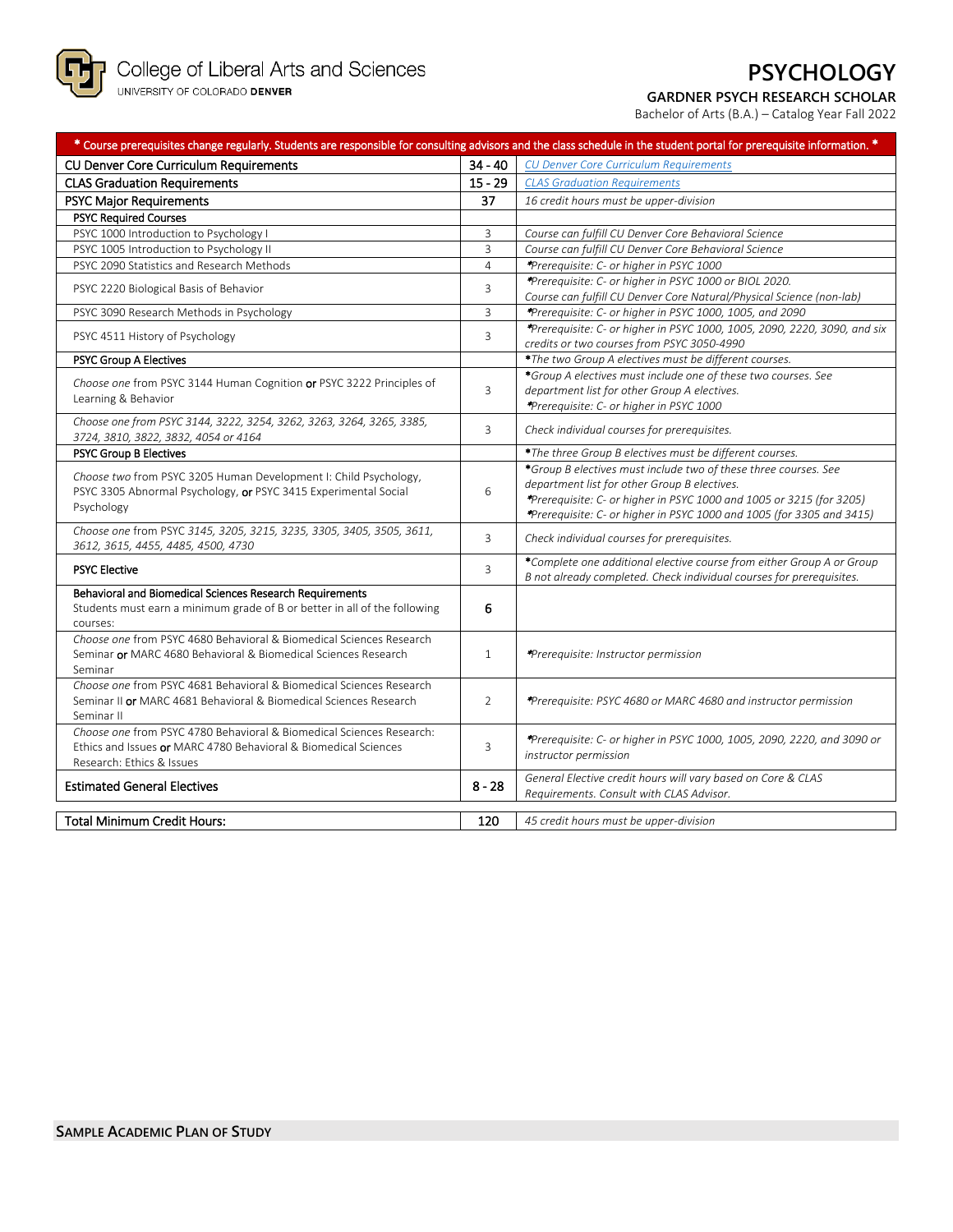# PSYCHOLOGY

### GARDNER PSYCH RESEARCH SCHOLAR

Bachelor of Arts (B.A.) – Catalog Year Fall 2022

| * Course prerequisites change regularly. Students are responsible for consulting advisors and the class schedule in the student portal for prerequisite information. * | | |
|---|---|---|
| **CU Denver Core Curriculum Requirements** | **34 - 40** | *CU Denver Core Curriculum Requirements* |
| **CLAS Graduation Requirements** | **15 - 29** | *CLAS Graduation Requirements* |
| **PSYC Major Requirements** | **37** | *16 credit hours must be upper-division* |
| **PSYC Required Courses** | | |
| PSYC 1000 Introduction to Psychology I | 3 | *Course can fulfill CU Denver Core Behavioral Science* |
| PSYC 1005 Introduction to Psychology II | 3 | *Course can fulfill CU Denver Core Behavioral Science* |
| PSYC 2090 Statistics and Research Methods | 4 | **Prerequisite: C- or higher in PSYC 1000* |
| PSYC 2220 Biological Basis of Behavior | 3 | **Prerequisite: C- or higher in PSYC 1000 or BIOL 2020. Course can fulfill CU Denver Core Natural/Physical Science (non-lab)* |
| PSYC 3090 Research Methods in Psychology | 3 | **Prerequisite: C- or higher in PSYC 1000, 1005, and 2090* |
| PSYC 4511 History of Psychology | 3 | **Prerequisite: C- or higher in PSYC 1000, 1005, 2090, 2220, 3090, and six credits or two courses from PSYC 3050-4990* |
| **PSYC Group A Electives** | | **The two Group A electives must be different courses.* |
| *Choose one* from PSYC 3144 Human Cognition **or** PSYC 3222 Principles of Learning & Behavior | 3 | **Group A electives must include one of these two courses. See department list for other Group A electives. *Prerequisite: C- or higher in PSYC 1000* |
| *Choose one from PSYC 3144, 3222, 3254, 3262, 3263, 3264, 3265, 3385, 3724, 3810, 3822, 3832, 4054 or 4164* | 3 | *Check individual courses for prerequisites.* |
| **PSYC Group B Electives** | | **The three Group B electives must be different courses.* |
| *Choose two* from PSYC 3205 Human Development I: Child Psychology, PSYC 3305 Abnormal Psychology, **or** PSYC 3415 Experimental Social Psychology | 6 | **Group B electives must include two of these three courses. See department list for other Group B electives. *Prerequisite: C- or higher in PSYC 1000 and 1005 or 3215 (for 3205) *Prerequisite: C- or higher in PSYC 1000 and 1005 (for 3305 and 3415)* |
| *Choose one from PSYC 3145, 3205, 3215, 3235, 3305, 3405, 3505, 3611, 3612, 3615, 4455, 4485, 4500, 4730* | 3 | *Check individual courses for prerequisites.* |
| **PSYC Elective** | 3 | **Complete one additional elective course from either Group A or Group B not already completed. Check individual courses for prerequisites.* |
| **Behavioral and Biomedical Sciences Research Requirements** Students must earn a minimum grade of B or better in all of the following courses: | **6** | |
| *Choose one* from PSYC 4680 Behavioral & Biomedical Sciences Research Seminar **or** MARC 4680 Behavioral & Biomedical Sciences Research Seminar | 1 | **Prerequisite: Instructor permission* |
| *Choose one* from PSYC 4681 Behavioral & Biomedical Sciences Research Seminar II **or** MARC 4681 Behavioral & Biomedical Sciences Research Seminar II | 2 | **Prerequisite: PSYC 4680 or MARC 4680 and instructor permission* |
| *Choose one* from PSYC 4780 Behavioral & Biomedical Sciences Research: Ethics and Issues **or** MARC 4780 Behavioral & Biomedical Sciences Research: Ethics & Issues | 3 | **Prerequisite: C- or higher in PSYC 1000, 1005, 2090, 2220, and 3090 or instructor permission* |
| **Estimated General Electives** | **8 - 28** | *General Elective credit hours will vary based on Core & CLAS Requirements. Consult with CLAS Advisor.* |

| **Total Minimum Credit Hours:** | **120** | *45 credit hours must be upper-division* |
|---|---|---|

## SAMPLE ACADEMIC PLAN OF STUDY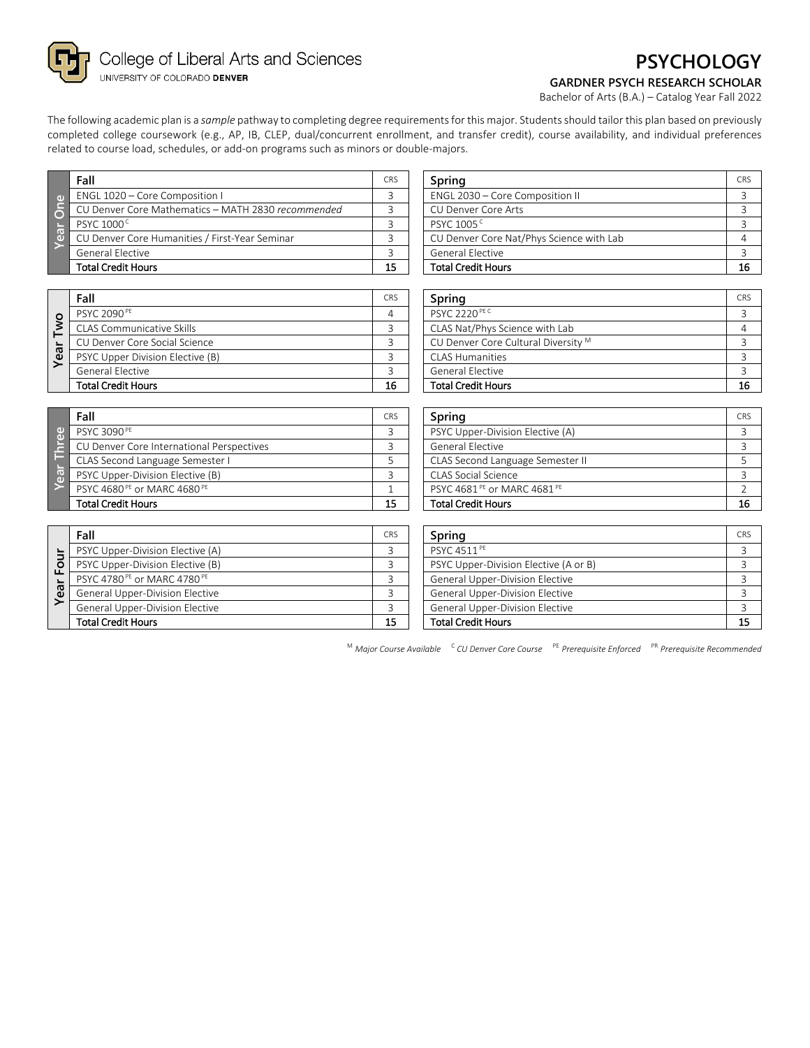College of Liberal Arts and Sciences
UNIVERSITY OF COLORADO DENVER

# PSYCHOLOGY

## GARDNER PSYCH RESEARCH SCHOLAR

Bachelor of Arts (B.A.) – Catalog Year Fall 2022

The following academic plan is a *sample* pathway to completing degree requirements for this major. Students should tailor this plan based on previously completed college coursework (e.g., AP, IB, CLEP, dual/concurrent enrollment, and transfer credit), course availability, and individual preferences related to course load, schedules, or add-on programs such as minors or double-majors.

### Year One

| Fall | CRS |
|---|---|
| ENGL 1020 – Core Composition I | 3 |
| CU Denver Core Mathematics – MATH 2830 *recommended* | 3 |
| PSYC 1000 [C] | 3 |
| CU Denver Core Humanities / First-Year Seminar | 3 |
| General Elective | 3 |
| **Total Credit Hours** | **15** |

| Spring | CRS |
|---|---|
| ENGL 2030 – Core Composition II | 3 |
| CU Denver Core Arts | 3 |
| PSYC 1005 [C] | 3 |
| CU Denver Core Nat/Phys Science with Lab | 4 |
| General Elective | 3 |
| **Total Credit Hours** | **16** |

### Year Two

| Fall | CRS |
|---|---|
| PSYC 2090 [PE] | 4 |
| CLAS Communicative Skills | 3 |
| CU Denver Core Social Science | 3 |
| PSYC Upper Division Elective (B) | 3 |
| General Elective | 3 |
| **Total Credit Hours** | **16** |

| Spring | CRS |
|---|---|
| PSYC 2220 [PE C] | 3 |
| CLAS Nat/Phys Science with Lab | 4 |
| CU Denver Core Cultural Diversity [M] | 3 |
| CLAS Humanities | 3 |
| General Elective | 3 |
| **Total Credit Hours** | **16** |

### Year Three

| Fall | CRS |
|---|---|
| PSYC 3090 [PE] | 3 |
| CU Denver Core International Perspectives | 3 |
| CLAS Second Language Semester I | 5 |
| PSYC Upper-Division Elective (B) | 3 |
| PSYC 4680 [PE] or MARC 4680 [PE] | 1 |
| **Total Credit Hours** | **15** |

| Spring | CRS |
|---|---|
| PSYC Upper-Division Elective (A) | 3 |
| General Elective | 3 |
| CLAS Second Language Semester II | 5 |
| CLAS Social Science | 3 |
| PSYC 4681 [PE] or MARC 4681 [PE] | 2 |
| **Total Credit Hours** | **16** |

### Year Four

| Fall | CRS |
|---|---|
| PSYC Upper-Division Elective (A) | 3 |
| PSYC Upper-Division Elective (B) | 3 |
| PSYC 4780 [PE] or MARC 4780 [PE] | 3 |
| General Upper-Division Elective | 3 |
| General Upper-Division Elective | 3 |
| **Total Credit Hours** | **15** |

| Spring | CRS |
|---|---|
| PSYC 4511 [PE] | 3 |
| PSYC Upper-Division Elective (A or B) | 3 |
| General Upper-Division Elective | 3 |
| General Upper-Division Elective | 3 |
| General Upper-Division Elective | 3 |
| **Total Credit Hours** | **15** |

[M] *Major Course Available* [C] *CU Denver Core Course* [PE] *Prerequisite Enforced* [PR] *Prerequisite Recommended*